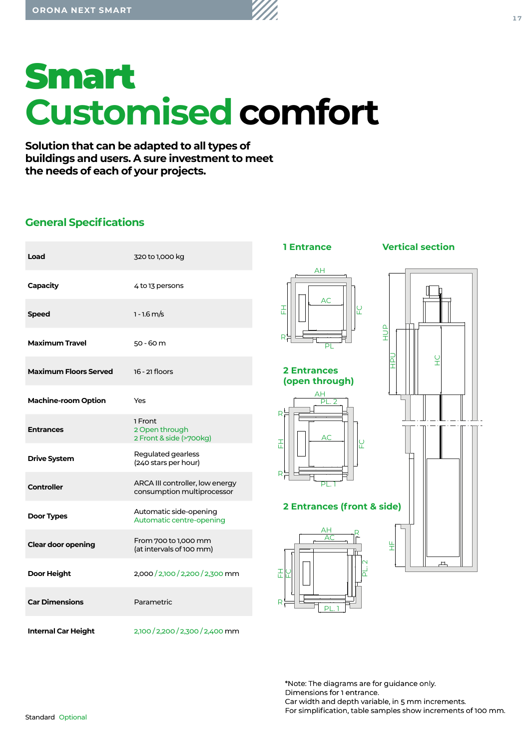# Smart
# Customised comfort

**Solution that can be adapted to all types of buildings and users. A sure investment to meet the needs of each of your projects.**

## General Specifications

| | |
|---|---|
| **Load** | 320 to 1,000 kg |
| **Capacity** | 4 to 13 persons |
| **Speed** | 1 - 1.6 m/s |
| **Maximum Travel** | 50 - 60 m |
| **Maximum Floors Served** | 16 - 21 floors |
| **Machine-room Option** | Yes |
| **Entrances** | 1 Front<br>2 Open through<br>2 Front & side (>700kg) |
| **Drive System** | Regulated gearless<br>(240 stars per hour) |
| **Controller** | ARCA III controller, low energy consumption multiprocessor |
| **Door Types** | Automatic side-opening<br>Automatic centre-opening |
| **Clear door opening** | From 700 to 1,000 mm<br>(at intervals of 100 mm) |
| **Door Height** | 2,000 / 2,100 / 2,200 / 2,300 mm |
| **Car Dimensions** | Parametric |
| **Internal Car Height** | 2,100 / 2,200 / 2,300 / 2,400 mm |

Standard Optional

### 1 Entrance

AH, AC, FH, FC, R, PL

### Vertical section

HUP, HPU, HC, HF

### 2 Entrances (open through)

AH, PL. 2, AC, FH, FC, R, PL. 1

### 2 Entrances (front & side)

AH, AC, R, FH, FC, PL. 2, PL. 1

*Note: The diagrams are for guidance only.
Dimensions for 1 entrance.
Car width and depth variable, in 5 mm increments.
For simplification, table samples show increments of 100 mm.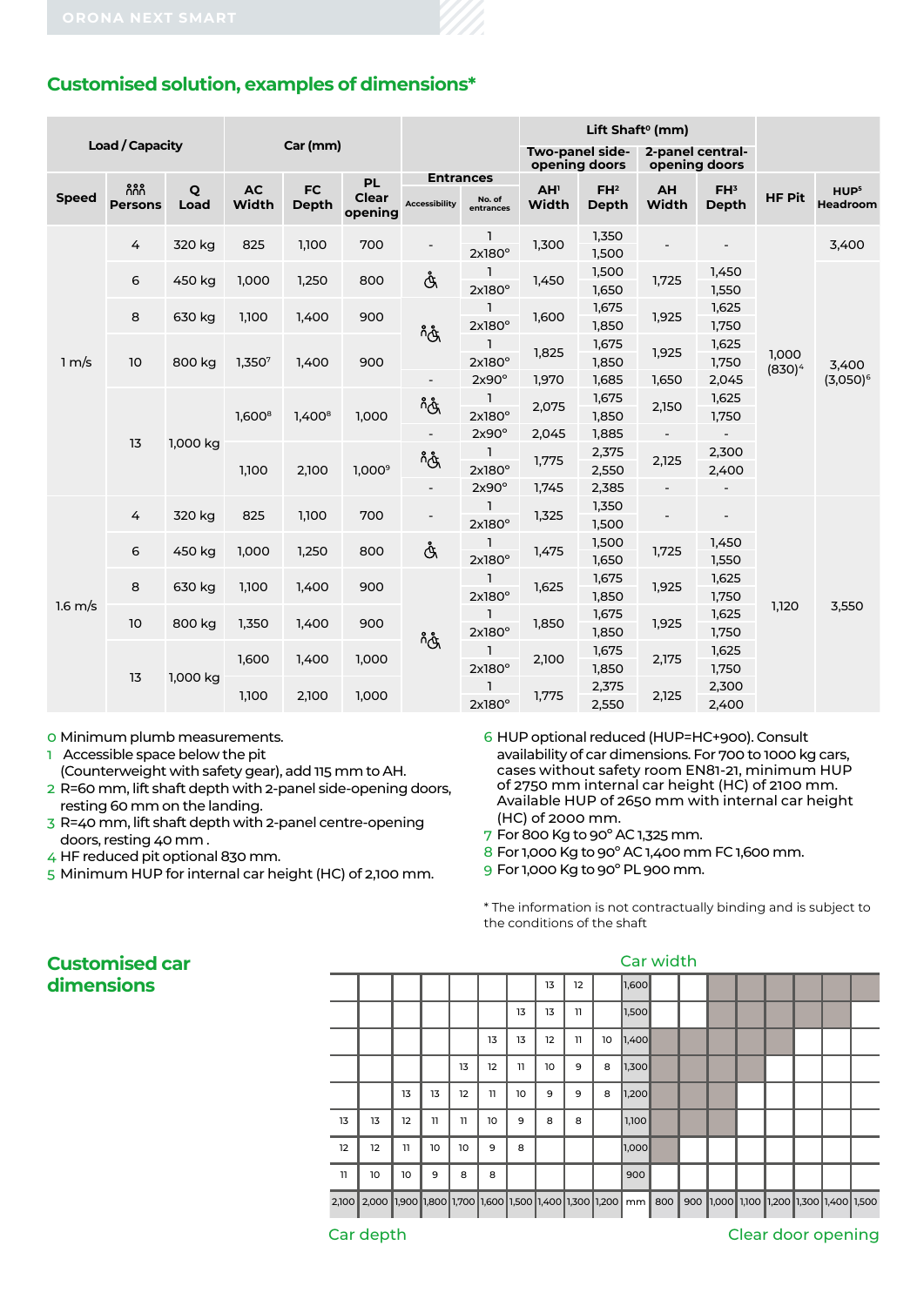## Customised solution, examples of dimensions*

| Speed | Load / Capacity: Persons | Load / Capacity: Q Load | Car (mm): AC Width | Car (mm): FC Depth | Car (mm): PL Clear opening | Entrances: Accessibility | Entrances: No. of entrances | Lift Shaft[0] (mm) Two-panel side-opening doors: AH[1] Width | Lift Shaft[0] (mm) Two-panel side-opening doors: FH[2] Depth | Lift Shaft[0] (mm) 2-panel central-opening doors: AH Width | Lift Shaft[0] (mm) 2-panel central-opening doors: FH[3] Depth | HF Pit | HUP[5] Headroom |
|---|---|---|---|---|---|---|---|---|---|---|---|---|---|
| 1 m/s | 4 | 320 kg | 825 | 1,100 | 700 | - | 1 | 1,300 | 1,350 | - | - | 1,000 (830)[4] | 3,400 |
| | | | | | | | 2x180° | | 1,500 | | | | |
| | 6 | 450 kg | 1,000 | 1,250 | 800 | ♿ | 1 | 1,450 | 1,500 | 1,725 | 1,450 | | 3,400 (3,050)[6] |
| | | | | | | | 2x180° | | 1,650 | | 1,550 | | |
| | 8 | 630 kg | 1,100 | 1,400 | 900 | ♿ | 1 | 1,600 | 1,675 | 1,925 | 1,625 | | |
| | | | | | | | 2x180° | | 1,850 | | 1,750 | | |
| | 10 | 800 kg | 1,350[7] | 1,400 | 900 | ♿ | 1 | 1,825 | 1,675 | 1,925 | 1,625 | | |
| | | | | | | | 2x180° | | 1,850 | | 1,750 | | |
| | | | | | | - | 2x90° | 1,970 | 1,685 | 1,650 | 2,045 | | |
| | 13 | 1,000 kg | 1,600[8] | 1,400[8] | 1,000 | ♿ | 1 | 2,075 | 1,675 | 2,150 | 1,625 | | |
| | | | | | | | 2x180° | | 1,850 | | 1,750 | | |
| | | | | | | - | 2x90° | 2,045 | 1,885 | - | - | | |
| | | | 1,100 | 2,100 | 1,000[9] | ♿ | 1 | 1,775 | 2,375 | 2,125 | 2,300 | | |
| | | | | | | | 2x180° | | 2,550 | | 2,400 | | |
| | | | | | | - | 2x90° | 1,745 | 2,385 | - | - | | |
| 1.6 m/s | 4 | 320 kg | 825 | 1,100 | 700 | - | 1 | 1,325 | 1,350 | - | - | 1,120 | 3,550 |
| | | | | | | | 2x180° | | 1,500 | | | | |
| | 6 | 450 kg | 1,000 | 1,250 | 800 | ♿ | 1 | 1,475 | 1,500 | 1,725 | 1,450 | | |
| | | | | | | | 2x180° | | 1,650 | | 1,550 | | |
| | 8 | 630 kg | 1,100 | 1,400 | 900 | ♿ | 1 | 1,625 | 1,675 | 1,925 | 1,625 | | |
| | | | | | | | 2x180° | | 1,850 | | 1,750 | | |
| | 10 | 800 kg | 1,350 | 1,400 | 900 | | 1 | 1,850 | 1,675 | 1,925 | 1,625 | | |
| | | | | | | | 2x180° | | 1,850 | | 1,750 | | |
| | 13 | 1,000 kg | 1,600 | 1,400 | 1,000 | | 1 | 2,100 | 1,675 | 2,175 | 1,625 | | |
| | | | | | | | 2x180° | | 1,850 | | 1,750 | | |
| | | | 1,100 | 2,100 | 1,000 | | 1 | 1,775 | 2,375 | 2,125 | 2,300 | | |
| | | | | | | | 2x180° | | 2,550 | | 2,400 | | |

0 Minimum plumb measurements.
1 Accessible space below the pit (Counterweight with safety gear), add 115 mm to AH.
2 R=60 mm, lift shaft depth with 2-panel side-opening doors, resting 60 mm on the landing.
3 R=40 mm, lift shaft depth with 2-panel centre-opening doors, resting 40 mm .
4 HF reduced pit optional 830 mm.
5 Minimum HUP for internal car height (HC) of 2,100 mm.
6 HUP optional reduced (HUP=HC+900). Consult availability of car dimensions. For 700 to 1000 kg cars, cases without safety room EN81-21, minimum HUP of 2750 mm internal car height (HC) of 2100 mm. Available HUP of 2650 mm with internal car height (HC) of 2000 mm.
7 For 800 Kg to 90° AC 1,325 mm.
8 For 1,000 Kg to 90° AC 1,400 mm FC 1,600 mm.
9 For 1,000 Kg to 90° PL 900 mm.

* The information is not contractually binding and is subject to the conditions of the shaft

## Customised car dimensions

Car width (rows) / Car depth (left columns) / Clear door opening (right columns)

| 2,100 | 2,000 | 1,900 | 1,800 | 1,700 | 1,600 | 1,500 | 1,400 | 1,300 | 1,200 | mm | 800 | 900 | 1,000 | 1,100 | 1,200 | 1,300 | 1,400 | 1,500 |
|---|---|---|---|---|---|---|---|---|---|---|---|---|---|---|---|---|---|---|
| | | | | | | | 13 | 12 | | 1,600 | | | ■ | ■ | ■ | ■ | ■ | ■ |
| | | | | | | 13 | 13 | 11 | | 1,500 | | | ■ | ■ | ■ | ■ | ■ | |
| | | | | | 13 | 13 | 12 | 11 | 10 | 1,400 | ■ | ■ | ■ | ■ | ■ | | | |
| | | | | 13 | 12 | 11 | 10 | 9 | 8 | 1,300 | ■ | ■ | ■ | ■ | | | | |
| | | 13 | 13 | 12 | 11 | 10 | 9 | 9 | 8 | 1,200 | ■ | ■ | ■ | | | | | |
| 13 | 13 | 12 | 11 | 11 | 10 | 9 | 8 | 8 | | 1,100 | ■ | ■ | ■ | | | | | |
| 12 | 12 | 11 | 10 | 10 | 9 | 8 | | | | 1,000 | ■ | | | | | | | |
| 11 | 10 | 10 | 9 | 8 | 8 | | | | | 900 | | | | | | | | |

Car depth — Clear door opening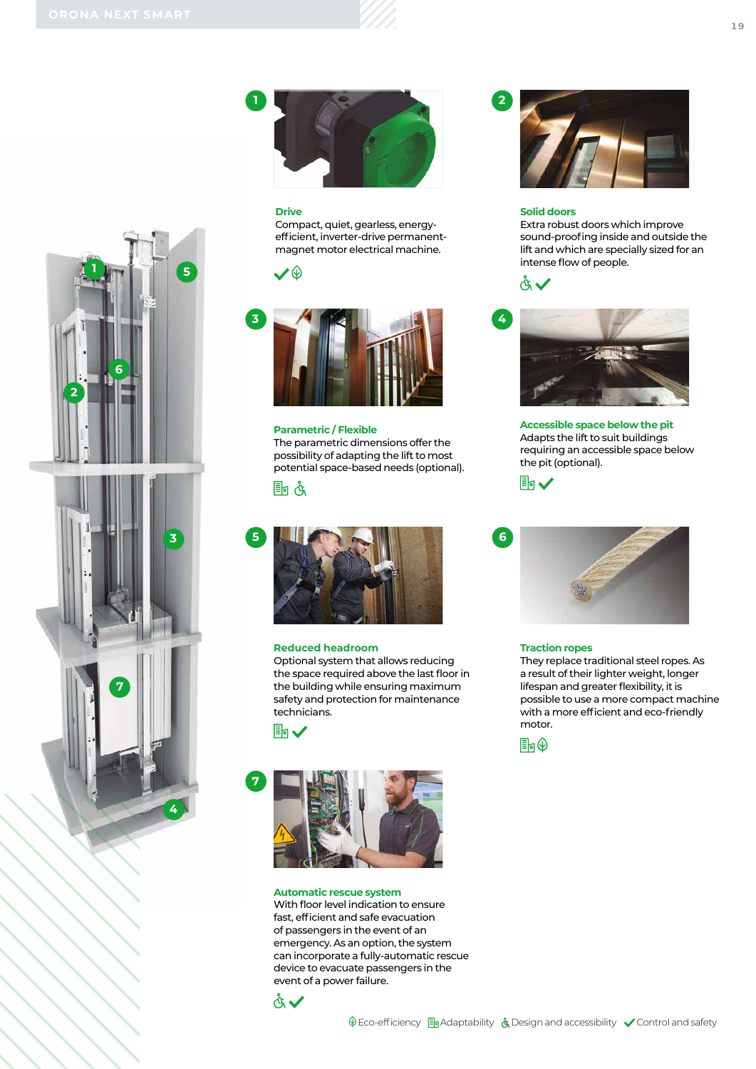### 1 Drive

Compact, quiet, gearless, energy-efficient, inverter-drive permanent-magnet motor electrical machine.

### 2 Solid doors

Extra robust doors which improve sound-proofing inside and outside the lift and which are specially sized for an intense flow of people.

### 3 Parametric / Flexible

The parametric dimensions offer the possibility of adapting the lift to most potential space-based needs (optional).

### 4 Accessible space below the pit

Adapts the lift to suit buildings requiring an accessible space below the pit (optional).

### 5 Reduced headroom

Optional system that allows reducing the space required above the last floor in the building while ensuring maximum safety and protection for maintenance technicians.

### 6 Traction ropes

They replace traditional steel ropes. As a result of their lighter weight, longer lifespan and greater flexibility, it is possible to use a more compact machine with a more efficient and eco-friendly motor.

### 7 Automatic rescue system

With floor level indication to ensure fast, efficient and safe evacuation of passengers in the event of an emergency. As an option, the system can incorporate a fully-automatic rescue device to evacuate passengers in the event of a power failure.

Eco-efficiency | Adaptability | Design and accessibility | Control and safety